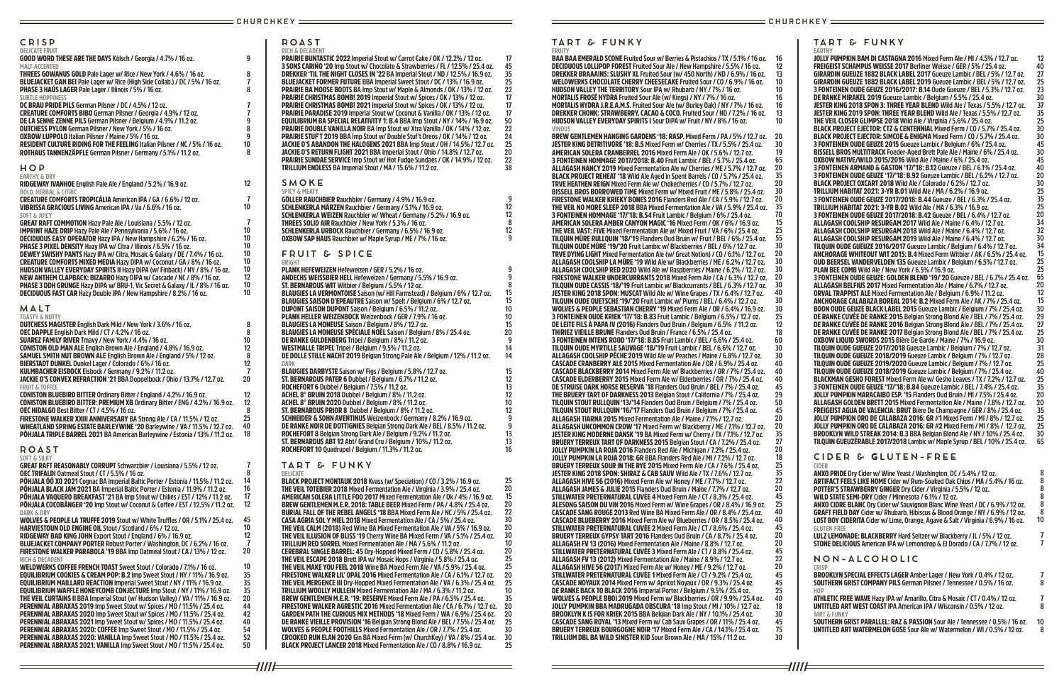# CRISP

### DELICATE FRUIT

| Beer | Price |
|---|---|
| **GOOD WORD THESE ARE THE DAYS** Kölsch / Georgia / 4.7% / 16 oz. | 9 |

### MALT-ACCENTED

| Beer | Price |
|---|---|
| **THREES GOWANUS GOLD** Pale Lager w/ Rice / New York / 4.6% / 16 oz. | 8 |
| **BLUEJACKET GAN BEI** Pale Lager w/ Rice (High Side Collab.) / DC / 5% / 16 oz. | 7 |
| **PHASE 3 HAÜS LAGER** Pale Lager / Illinois / 5% / 16 oz. | 8 |

### SUBTLE HOPPINESS

| Beer | Price |
|---|---|
| **DC BRAU PRIDE PILS** German Pilsner / DC / 4.5% / 12 oz. | 7 |
| **CREATURE COMFORTS BIBO** German Pilsner / Georgia / 4.9% / 12 oz. | 7 |
| **DE LA SENNE ZENNE PILS** German Pilsner / Belgium / 4.9% / 11.2 oz. | 9 |
| **DUTCHESS PYLON** German Pilsner / New York / 5% / 16 oz. | 8 |
| **OXBOW LUPPOLO** Italian Pilsner / Maine / 5% / 16 oz. | 9 |
| **RESIDENT CULTURE RIDING FOR THE FEELING** Italian Pilsner / NC / 5% / 16 oz. | 10 |
| **ROTHAUS TANNENZÄPFLE** German Pilsner / Germany / 5.1% / 11.2 oz. | 8 |

# HOP

### EARTHY & DRY

| Beer | Price |
|---|---|
| **RIDGEWAY IVANHOE** English Pale Ale / England / 5.2% / 16.9 oz. | 12 |

### BOLD, HERBAL & CITRIC

| Beer | Price |
|---|---|
| **CREATURE COMFORTS TROPICÁLIA** American IPA / GA / 6.6% / 12 oz. | 7 |
| **VIBRISSA GRACIOUS LIVING** American IPA / Va / 6.6% / 16 oz. | 10 |

### SOFT & JUICY

| Beer | Price |
|---|---|
| **GREAT RAFT COMMOTION** Hazy Pale Ale / Louisiana / 5.5% / 12 oz. | 7 |
| **IMPRINT HAZE DRIP** Hazy Pale Ale / Pennsylvania / 5.6% / 16 oz. | 10 |
| **DECIDUOUS EASY OPERATOR** Hazy IPA / New Hampshire / 6.2% / 16 oz. | 10 |
| **PHASE 3 PIXEL DENSITY** Hazy IPA w/ Citra / Illinois / 6.5% / 16 oz. | 10 |
| **DEWEY SWISHY PANTS** Hazy IPA w/ Citra, Mosaic & Galaxy / DE / 7.4% / 16 oz. | 10 |
| **CREATURE COMFORTS MIXED MEDIA** Hazy DIPA w/ Coconut / GA / 8% / 16 oz. | 10 |
| **HUDSON VALLEY EVERYDAY SPIRITS II** Hazy DIPA (w/ Finback) / NY / 8% / 16 oz. | 10 |
| **NEW ANTHEM CLAPBACK: BIZARRO** Hazy DIPA w/ Cascade / NC / 8% / 16 oz. | 12 |
| **PHASE 3 DDH GRUNGE** Hazy DIPA w/ BRU-1, Vic Secret & Galaxy / IL / 8% / 16 oz. | 10 |
| **DECIDUOUS FAST CAR** Hazy Double IPA / New Hampshire / 8.2% / 16 oz. | 10 |

# MALT

### TOASTY & NUTTY

| Beer | Price |
|---|---|
| **DUTCHESS MAGISTER** English Dark Mild / New York / 3.6% / 16 oz. | 8 |
| **OEC DAPPLE** English Dark Mild / CT / 4.2% / 16 oz. | 8 |
| **SUAREZ FAMILY RIVER** Tmavý / New York / 4.4% / 16 oz. | 10 |
| **CONISTON OLD MAN ALE** English Brown Ale / England / 4.8% / 16.9 oz. | 12 |
| **SAMUEL SMITH NUT BROWN ALE** English Brown Ale / England / 5% / 12 oz. | 8 |
| **BIERSTADT DUNKEL** Dunkel Lager / Colorado / 6% / 16 oz. | 12 |
| **KULMBACHER EISBOCK** Eisbock / Germany / 9.2% / 11.2 oz. | 7 |
| **JACKIE O'S CONVEX REFRACTION '21** BBA Doppelbock / Ohio / 13.7% / 12.7 oz. | 20 |

### FRUIT & TOFFEE

| Beer | Price |
|---|---|
| **CONISTON BLUEBIRD BITTER** Ordinary Bitter / England / 4.2% / 16.9 oz. | 12 |
| **CONISTON BLUEBIRD BITTER: PREMIUM XB** Ordinary Bitter / ENG / 4.2% / 16.9 oz. | 12 |
| **OEC HIDALGO** Best Bitter / CT / 4.5% / 16 oz. | 8 |
| **FIRESTONE WALKER XXIII ANNIVERSARY** BA Strong Ale / CA / 11.5% / 12 oz. | 25 |
| **WHEATLAND SPRING ESTATE BARLEYWINE '20** Barleywine / VA / 11.5% / 12.7 oz. | 40 |
| **PÕHJALA TRIPLE BARREL 2021** BA American Barleywine / Estonia / 13% / 11.2 oz. | 18 |

# ROAST

### SOFT & SILKY

| Beer | Price |
|---|---|
| **GREAT RAFT REASONABLY CORRUPT** Schwarzbier / Louisiana / 5.5% / 12 oz. | 7 |
| **OEC TRIFALDI** Oatmeal Stout / CT / 5.5% / 16 oz. | 8 |
| **PÕHJALA ÖÖ XO 2021** Cognac BA Imperial Baltic Porter / Estonia / 11.5% / 11.2 oz. | 14 |
| **PÕHJALA BLACK JAM 2021** BA Imperial Baltic Porter / Estonia / 11.9% / 11.2 oz. | 16 |
| **PÕHJALA VAQUERO BREAKFAST '21** BA Imp Stout w/ Chilies / EST / 12% / 11.2 oz. | 17 |
| **PÕHJALA COCOBÄNGER '20** Imp Stout w/ Coconut & Coffee / EST / 12.5% / 11.2 oz. | 12 |

### DARK & DRY

| Beer | Price |
|---|---|
| **WOLVES & PEOPLE LA TRUFFE 2019** Stout w/ White Truffles / OR / 5.1% / 25.4 oz. | 45 |
| **HARVIESTOUN OLD ENGINE OIL** Stout / Scotland / 6% / 12 oz. | 10 |
| **RIDGEWAY BAD KING JOHN** Export Stout / England / 6% / 16.9 oz. | 12 |
| **BLUEJACKET COMPANY PORTER** Robust Porter / Washington, DC / 6.2% / 16 oz. | 7 |
| **FIRESTONE WALKER PARABOLA '19** BBA Imp Oatmeal Stout / CA / 13% / 12 oz. | 20 |

### RICH & DECADENT

| Beer | Price |
|---|---|
| **WELDWERKS COFFEE FRENCH TOAST** Sweet Stout / Colorado / 7.1% / 16 oz. | 10 |
| **EQUILIBRIUM COOKIES & CREAM POP: B.2** Imp Sweet Stout / NY / 11% / 16.9 oz. | 35 |
| **EQUILIBRIUM MAILLARD REACTION** Imperial Sweet Stout / NY / 11% / 16.9 oz. | 35 |
| **EQUILIBRIUM WAFFLE HONEYCOMB CONJECTURE** Imp Stout / NY / 11% / 16.9 oz. | 35 |
| **THE VEIL CURTAINS II** BBA Imperial Stout (w/ Hudson Valley) / VA / 11% / 16.9 oz. | 20 |
| **PERENNIAL ABRAXAS 2019** Imp Sweet Stout w/ Spices / MO / 11.5% / 25.4 oz. | 44 |
| **PERENNIAL ABRAXAS 2020** Imp Sweet Stout w/ Spices / MO / 11.5% / 25.4 oz. | 42 |
| **PERENNIAL ABRAXAS 2021** Imp Sweet Stout w/ Spices / MO / 11.5% / 25.4 oz. | 40 |
| **PERENNIAL ABRAXAS 2020: COFFEE** Imp Sweet Stout / MO / 11.5% / 25.4 oz. | 54 |
| **PERENNIAL ABRAXAS 2020: VANILLA** Imp Sweet Stout / MO / 11.5% / 25.4 oz. | 52 |
| **PERENNIAL ABRAXAS 2021: VANILLA** Imp Sweet Stout / MO / 11.5% / 25.4 oz. | 50 |

# ROAST

### RICH & DECADENT

| Beer | Price |
|---|---|
| **PRAIRIE BUNTASTIC 2022** Imperial Stout w/ Carrot Cake / OK / 12.2% / 12 oz. | 17 |
| **3 SONS CARIÑO '20** Imp Stout w/ Chocolate & Strawberries / FL / 12.5% / 25.4 oz. | 45 |
| **DREKKER 'TIL THE NIGHT CLOSES IN '22** BA Imperial Stout / ND / 12.5% / 16.9 oz. | 35 |
| **BLUEJACKET FORMER FUTURE** BBA Imperial Sweet Stout / DC / 13% / 16.9 oz. | 25 |
| **PRAIRIE BA MOOSE BOOTS** BA Imp Stout w/ Maple & Almonds / OK / 13% / 12 oz. | 22 |
| **PRAIRIE CHRISTMAS BOMB! 2019** Imperial Stout w/ Spices / OK / 13% / 12 oz. | 17 |
| **PRAIRIE CHRISTMAS BOMB! 2021** Imperial Stout w/ Spices / OK / 13% / 12 oz. | 17 |
| **PRAIRIE PARADISE 2019** Imperial Stout w/ Coconut & Vanilla / OK / 13% / 12 oz. | 17 |
| **EQUILIBRIUM BA SPECIAL RELATIVITY 1: B.4** BBA Imp Stout / NY / 14% / 16.9 oz. | 50 |
| **PRAIRIE DOUBLE VANILLA NOIR** BA Imp Stout w/ Xtra Vanilla / OK / 14% / 12 oz. | 22 |
| **PRAIRIE STUF'T 2019** BBA Imp Stout w/ Double Stuf't Oreos / OK / 14% / 12 oz. | 24 |
| **JACKIE O'S ABANDON THE HALOGENS 2021** BBA Imp Stout / OH / 14.5% / 12.7 oz. | 25 |
| **JACKIE O'S RETURN FLIGHT 2021** BBA Imperial Stout / Ohio / 14.8% / 12.7 oz. | 20 |
| **PRAIRIE SUNDAE SERVICE** Imp Stout w/ Hot Fudge Sundaes / OK / 14.9% / 12 oz. | 22 |
| **TRILLIUM ENDLESS** BA Imperial Stout / MA / 15.6% / 11.2 oz. | 38 |

# SMOKE

### SPICY & MEATY

| Beer | Price |
|---|---|
| **GÖLLER RAUCHBIER** Rauchbier / Germany / 4.9% / 16.9 oz. | 9 |
| **SCHLENKERLA MÄRZEN** Rauchbier / Germany / 5.1% / 16.9 oz. | 12 |
| **SCHLENKERLA WEIZEN** Rauchbier w/ Wheat / Germany / 5.2% / 16.9 oz. | 12 |
| **THREES SOLID AIR** Rauchbier / New York / 5.3% / 16 oz. | 8 |
| **SCHLENKERLA URBOCK** Rauchbier / Germany / 6.5% / 16.9 oz. | 12 |
| **OXBOW SAP HAUS** Rauchbier w/ Maple Syrup / ME / 7% / 16 oz. | 9 |

# FRUIT & SPICE

### BRIGHT

| Beer | Price |
|---|---|
| **PLANK HEFEWEIZEN** Hefeweizen / GER / 5.2% / 16 oz. | 9 |
| **ANDECHS WEISSBIER HELL** Hefeweizen / Germany / 5.5% / 16.9 oz. | 9 |
| **ST. BERNARDUS WIT** Witbier / Belgium / 5.5% / 12 oz. | 8 |
| **BLAUGIES LA VERMONTOISE** Saison (w/ Hill Farmstead) / Belgium / 6% / 12.7 oz. | 15 |
| **BLAUGIES SAISON D'EPEAUTRE** Saison w/ Spelt / Belgium / 6% / 12.7 oz. | 15 |
| **DUPONT SAISON DUPONT** Saison / Belgium / 6.5% / 11.2 oz. | 10 |
| **PLANK HELLER WEIZENBOCK** Weizenbock / GER / 7.9% / 16 oz. | 10 |
| **BLAUGIES LA MONEUSE** Saison / Belgium / 8% / 12.7 oz. | 15 |
| **BLAUGIES LA MONEUSE SPÉCIALE NOËL** Saison / Belgium / 8% / 25.4 oz. | 20 |
| **DE RANKE GULDENBERG** Tripel / Belgium / 8% / 11.2 oz. | 9 |
| **WESTMALLE TRIPEL** Tripel / Belgium / 9.5% / 11.2 oz. | 14 |
| **DE DOLLE STILLE NACHT 2019** Belgian Strong Pale Ale / Belgium / 12% / 11.2 oz. | 14 |

### DARK

| Beer | Price |
|---|---|
| **BLAUGIES DARBYSTE** Saison w/ Figs / Belgium / 5.8% / 12.7 oz. | 15 |
| **ST. BERNARDUS PATER 6** Dubbel / Belgium / 6.7% / 11.2 oz. | 12 |
| **ROCHEFORT 6** Dubbel / Belgium / 7.5% / 11.2 oz. | 13 |
| **ACHEL 8° BRUIN 2018** Dubbel / Belgium / 8% / 11.2 oz. | 12 |
| **ACHEL 8° BRUIN 2020** Dubbel / Belgium / 8% / 11.2 oz. | 10 |
| **ST. BERNARDUS PRIOR 8** Dubbel / Belgium / 8% / 11.2 oz. | 12 |
| **SCHNEIDER & SOHN AVENTINUS** Weizenbock / Germany / 8.2% / 16.9 oz. | 9 |
| **DE RANKE NOIR DE DOTTIGNIES** Belgian Strong Dark Ale / BEL / 8.5% / 11.2 oz. | 9 |
| **ROCHEFORT 8** Belgian Strong Dark Ale / Belgium / 9.2% / 11.2 oz. | 13 |
| **ST. BERNARDUS ABT 12** Abt/ Grand Cru / Belgium / 10% / 11.2 oz. | 13 |
| **ROCHEFORT 10** Quadrupel / Belgium / 11.3% / 11.2 oz. | 16 |

# TART & FUNKY

### DELICATE

| Beer | Price |
|---|---|
| **BLACK PROJECT MONTAUK 2018** Kvass (w/ Speciation) / CO / 3.2% / 16.9 oz. | 25 |
| **THE VEIL TOTEBIER 2018** Mixed Fermentation Ale / Virginia / 3.9% / 25.4 oz. | 20 |
| **AMERICAN SOLERA LITTLE FOO 2017** Mixed Fermentation Ale / Ok / 4% / 16.9 oz. | 15 |
| **BREW GENTLEMEN M.E.R. 2018: TABLE BEER** Mixed Ferm / PA / 4.8% / 25.4 oz. | 20 |
| **BURIAL FALL OF THE REBEL ANGELS '18** BBA Mixed Ferm Ale / NC / 5% / 25.4 oz. | 22 |
| **CASA AGRIA SOL Y MIEL 2018** Mixed Fermentation Ale / CA / 5% / 25.4 oz. | 30 |
| **THE VEIL CALM (2018)** Red Wine BA Mixed Fermentation Ale / VA / 5% / 16.9 oz. | 20 |
| **THE VEIL ILLUSION OF BLISS '19** Cherry Wine BA Mixed Ferm / VA / 5.1% / 25.4 oz. | 30 |
| **TRILLIUM RED SORREL** Mixed Fermentation Ale / MA / 5.6% / 11.2 oz. | 10 |
| **CEREBRAL SINGLE BARREL: 45** Dry-Hopped Mixed Ferm / CO / 5.8% / 25.4 oz. | 20 |
| **THE VEIL ESCAPE 2018** Brett IPA w/ Mosaic Hops / Virginia / 5.8% / 25.4 oz. | 25 |
| **THE VEIL MAKE YOU FEEL 2018** Wine BA Mixed Ferm Ale / VA / 5.9% / 25.4 oz. | 25 |
| **FIRESTONE WALKER LIL' OPAL 2016** Mixed Fermentation Ale / CA / 6.1% / 12.7 oz. | 20 |
| **THE VEIL MERGENCE III** Dry-Hopped Mixed Fermentation Ale / VA / 6.3% / 25.4 oz. | 25 |
| **TRILLIUM WOOLLY MULLEIN** Mixed Fermentation Ale / MA / 6.3% / 11.2 oz. | 10 |
| **BREW GENTLEMEN M.E.R. '19: RESERVE** Mixed Ferm Ale / PA / 6.5% / 25.4 oz. | 35 |
| **FIRESTONE WALKER AGRESTIC 2016** Mixed Fermentation Ale / CA / 6.7% / 12.7 oz. | 20 |
| **GARDEN PATH THE CURIOUS MIX METHODS '18** Mixed Ferm / WA / 6.9% / 25.4 oz. | 20 |
| **DE RANKE VIEILLE PROVISION '16** Belgian Strong Blond Ale / BEL / 7.5% / 25.4 oz. | 25 |
| **WOLVES & PEOPLE FOOTHILLS** Mixed Fermentation Ale / OR / 7.7% / 25.4 oz. | 30 |
| **CROOKED RUN ELAN 2020** Gin BA Mixed Ferm (w/ ChurchKey) / VA / 8% / 25.4 oz. | 30 |
| **BLACK PROJECT LANCER 2018** Mixed Fermentation Ale / CO / 8.8% / 16.9 oz. | 25 |

# TART & FUNKY

### FRUITY

| Beer | Price |
|---|---|
| **BAA BAA EMERALD SCONE** Fruited Sour w/ Berries & Pistachios / TX / 5.1% / 16 oz. | 16 |
| **DECIDUOUS LOLLIPOP FOREST** Fruited Sour Ale / New Hampshire / 5.5% / 16 oz. | 12 |
| **DREKKER BRAAAINS: SLUSHY XL** Fruited Sour (w/ 450 North) / ND / 6.9% / 16 oz. | 13 |
| **WELDWERKS CHOCOLATE CHERRY CHEESECAKE** Fruited Sour / CO / 6.9% / 16 oz. | 10 |
| **HUDSON VALLEY THE TERRITORY** Sour IPA w/ Rhubarb / NY / 7% / 16 oz. | 10 |
| **MORTALIS FROSÉ HYDRA** Fruited Sour Ale (w/ Kings) / NY / 7% / 16 oz. | 16 |
| **MORTALIS HYDRA J.R.E.A.M.S.** Fruited Sour Ale (w/ Burley Oak) / NY / 7% / 16 oz. | 16 |
| **DREKKER CHONK: STRAWBERRY, CACAO & COCO.** Fruited Sour / ND / 7.2% / 16 oz. | 13 |
| **HUDSON VALLEY EVERYDAY SPIRITS I** Sour DIPA w/ Fruit / NY / 8% / 16 oz. | 10 |

### VINOUS

| Beer | Price |
|---|---|
| **BREW GENTLEMEN HANGING GARDENS '18: RASP.** Mixed Ferm / PA / 5% / 12.7 oz. | 20 |
| **JESTER KING DETRITIVORE '18: B.5** Mixed Ferm w/ Cherries / TX / 5.5% / 25.4 oz. | 30 |
| **AMERICAN SOLERA CRANBERREL 2016** Mixed Ferm Ale / OK / 5.6% / 12.7 oz. | 19 |
| **3 FONTEINEN HOMMAGE 2017/2018: B.40** Fruit Lambic / BEL / 5.7% / 25.4 oz. | 65 |
| **ALLAGASH NANCY 2019** Mixed Fermentation Ale w/ Cherries / ME / 5.7% / 12.7 oz. | 20 |
| **BLACK PROJECT REHEAT '18** Wild Ale Aged in Spent Barrels / CO / 5.7% / 25.4 oz. | 35 |
| **TRVE HEATHEN REIGN** Mixed Ferm Ale w/ Chokecherries / CO / 5.7% / 12.7 oz. | 20 |
| **BISSELL BROS BORROWED TIME** Mixed Ferm w/ Mixed Fruit / ME / 5.8% / 25.4 oz. | 30 |
| **FIRESTONE WALKER KRIEKY BONES 2016** Flanders Red Ale / CA / 5.9% / 12.7 oz. | 20 |
| **THE VEIL NO MORE SLEEP 2018** BBA Mixed Fermentation Ale / VA / 5.9% / 25.4 oz. | 35 |
| **3 FONTEINEN HOMMAGE '17/'18: B.54** Fruit Lambic / Belgium / 6% / 25.4 oz. | 70 |
| **AMERICAN SOLERA AMBER CANYON MAGIC '16** Mixed Ferm / OK / 6% / 16.9 oz. | 15 |
| **THE VEIL VAST: FIVE** Mixed Fermentation Ale w/ Mixed Fruit / VA / 6% / 25.4 oz. | 25 |
| **TILQUIN MÛRE RULLQUIN '18/'19** Flanders Oud Bruin w/ Fruit / BEL / 6% / 25.4 oz. | 55 |
| **TILQUIN OUDE MÛRE '19/'20** Fruit Lambic w/ Blackberries / BEL / 6% / 12.7 oz. | 30 |
| **TRVE DYING LIGHT** Mixed Fermentation Ale (w/ Great Notion) / CO / 6.1% / 12.7 oz. | 20 |
| **ALLAGASH COOLSHIP LA MÛRE '19** Wild Ale w/ Blackberries / ME / 6.2% / 12.7 oz. | 30 |
| **ALLAGASH COOLSHIP RED 2020** Wild Ale w/ Raspberries / Maine / 6.2% / 12.7 oz. | 30 |
| **FIRESTONE WALKER UNDERCURRANTS 2018** Mixed Ferm Ale / CA / 6.3% / 12.7 oz. | 20 |
| **TILQUIN OUDE CASSIS '18/'19** Fruit Lambic w/ Blackcurrants / BEL / 6.3% / 12.7 oz. | 30 |
| **JESTER KING 2018 SPON: MUSCAT** Wild Ale w/ Wine Grapes / TX / 6.4% / 12.7 oz. | 40 |
| **TILQUIN OUDE QUETSCHE '19/'20** Fruit Lambic w/ Plums / BEL / 6.4% / 12.7 oz. | 30 |
| **WOLVES & PEOPLE SEBASTIAN CHERRY '19** Mixed Ferm Ale / OR / 6.4% / 16.9 oz. | 30 |
| **3 FONTEINEN OUDE KRIEK '17/'18: B.83** Fruit Lambic / Belgium / 6.5% / 12.7 oz. | 25 |
| **DE LEITE FILS À PAPA IV (2016)** Flanders Oud Bruin / Belgium / 6.5% / 11.2 oz. | 12 |
| **THIRIEZ VIEILLE BRUNE** Flanders Oud Bruin / France / 6.5% / 25.4 oz. | 18 |
| **3 FONTEINEN INTENS ROOD '17/'18: B.85** Fruit Lambic / BEL / 6.6% / 25.4 oz. | 60 |
| **TILQUIN OUDE MYRTILLE SAUVAGE '18/'19** Fruit Lambic / BEL / 6.6% / 12.7 oz. | 30 |
| **ALLAGASH COOLSHIP PÊCHE 2019** Wild Ale w/ Peaches / Maine / 6.8% / 12.7 oz. | 30 |
| **CASCADE CRANBERRY ALE 2015** Mixed Fermentation Ale / OR / 6.9% / 25.4 oz. | 40 |
| **CASCADE BLACKBERRY 2014** Mixed Ferm Ale w/ Blackberries / OR / 7% / 25.4 oz. | 40 |
| **CASCADE ELDERBERRY 2015** Mixed Ferm Ale w/ Elderberries / OR / 7% / 25.4 oz. | 40 |
| **DE STRUISE DARK HORSE RESERVA '18** Flanders Oud Bruin / BEL / 7% / 25.4 oz. | 45 |
| **THE BRUERY TART OF DARKNESS 2013** Belgian Stout / California / 7% / 25.4 oz. | 29 |
| **TILQUIN STOUT RULLQUIN '13/'14** Flanders Oud Bruin / Belgium / 7% / 25.4 oz. | 50 |
| **TILQUIN STOUT RULLQUIN '16/'17** Flanders Oud Bruin / Belgium / 7% / 25.4 oz. | 45 |
| **ALLAGASH TIARNA 2015** Mixed Fermentation Ale / Maine / 7.1% / 12.7 oz. | 20 |
| **ALLAGASH UNCOMMON CROW '17** Mixed Ferm w/ Blackberry / ME / 7.1% / 12.7 oz. | 20 |
| **JESTER KING MODERNE DANSK '19** BA Mixed Ferm w/ Cherry / TX / 7.1% / 12.7 oz. | 35 |
| **BRUERY TERREUX TART OF DARKNESS 2015** Belgian Stout / CA / 7.2% / 25.4 oz. | 27 |
| **JOLLY PUMPKIN LA ROJA 2016** Flanders Red Ale / Michigan / 7.2% / 25.4 oz. | 20 |
| **JOLLY PUMPKIN LA ROJA 2018: GR** BBA Flanders Red Ale / MI / 7.2% / 12.7 oz. | 18 |
| **BRUERY TERREUX SOUR IN THE RYE 2015** Mixed Ferm Ale / CA / 7.6% / 25.4 oz. | 25 |
| **JESTER KING 2018 SPON: SHIRAZ & CAB SAUV** Wild Ale / TX / 7.6% / 12.7 oz. | 35 |
| **ALLAGASH HIVE 56 (2016)** Mixed Ferm Ale w/ Honey / ME / 7.7% / 12.7 oz. | 22 |
| **ALLAGASH JAMES & JULIE 2015** Flanders Oud Bruin / Maine / 7.7% / 12.7 oz. | 20 |
| **STILLWATER PRETERNATURAL CUVÉE 4** Mixed Ferm Ale / CT / 8.3% / 25.4 oz. | 45 |
| **ALESONG SAISON DU VIN 2016** Mixed Ferm w/ Wine Grapes / OR / 8.4% / 16.9 oz. | 25 |
| **CASCADE SANG ROUGE 2013** Red Wine BA Mixed Ferm Ale / OR / 8.4% / 25.4 oz. | 40 |
| **CASCADE BLUEBERRY 2016** Mixed Ferm Ale w/ Blueberries / OR / 8.5% / 25.4 oz. | 40 |
| **STILLWATER PRETERNATURAL CUVÉE 2** Mixed Ferm Ale / CT / 8.6% / 25.4 oz. | 45 |
| **BRUERY TERREUX GYPSY TART 2016** Flanders Oud Bruin / CA / 8.7% / 25.4 oz. | 20 |
| **ALLAGASH FV 13 (2016)** Mixed Fermentation Ale / Maine / 8.8% / 12.7 oz. | 20 |
| **STILLWATER PRETERNATURAL CUVÉE 3** Mixed Ferm Ale / CT / 8.8% / 25.4 oz. | 45 |
| **ALLAGASH FV 13 (2012)** Mixed Fermentation Ale / Maine / 8.9% / 12.7 oz. | 22 |
| **ALLAGASH HIVE 56 (2017)** Mixed Ferm Ale w/ Honey / ME / 9.2% / 12.7 oz. | 20 |
| **STILLWATER PRETERNATURAL CUVÉE 1** Mixed Ferm Ale / CT / 9.2% / 25.4 oz. | 45 |
| **CASCADE NOYAUX 2014** Mixed Ferm w/ Apricot Noyaux / OR / 9.3% / 25.4 oz. | 45 |
| **DE RANKE BACK TO BLACK 2016** Imperial Porter / Belgium / 9.5% / 25.4 oz. | 25 |
| **WOLVES & PEOPLE BBOI 2019** Mixed Ferm w/ Blackberries / OR / 9.9% / 25.4 oz. | 40 |
| **JOLLY PUMPKIN BBA MADRUGADA OBSCURA '18** Imp Stout / MI / 10% / 12.7 oz. | 18 |
| **BROOKLYN K IS FOR KRIEK 2015** BBA Belgian Dark Ale / NY / 10.1% / 25.4 oz. | 30 |
| **CASCADE SANG ROYAL '13** Mixed Ferm w/ Cab Sauv Grapes / OR / 11% / 25.4 oz. | 45 |
| **BRUERY TERREUX BOURGOGNE NOIR '17** Mixed Ferm Ale / CA / 14.1% / 25.4 oz. | 75 |
| **TRILLIUM DBL BA WILD SINISTER KID** Sour Brown Ale / MA / 15% / 11.2 oz. | 30 |

# TART & FUNKY

### EARTHY

| Beer | Price |
|---|---|
| **JOLLY PUMPKIN BAM DI CASTAGNA 2016** Mixed Ferm Ale / MI / 4.5% / 12.7 oz. | 12 |
| **FREIGEIST SCHAMPUS WEISSE 2017** Berliner Weisse / GER / 5% / 25.4 oz. | 40 |
| **GIRARDIN GUEUZE 1882 BLACK LABEL 2017** Gueuze Lambic / BEL / 5% / 12.7 oz. | 27 |
| **GIRARDIN GUEUZE 1882 BLACK LABEL 2019** Gueuze Lambic / BEL / 5% / 12.7 oz. | 25 |
| **3 FONTEINEN OUDE GEUZE 2016/2017: B.14** Oude Gueuze / BEL / 5.3% / 12.7 oz. | 23 |
| **DE RANKE MIRAKEL 2019** Gueuze Lambic / Belgium / 5.5% / 25.4 oz. | 30 |
| **JESTER KING 2018 SPON 3: THREE YEAR BLEND** Wild Ale / Texas / 5.5% / 12.7 oz. | 37 |
| **JESTER KING 2019 SPON: THREE YEAR BLEND** Wild Ale / Texas / 5.5% / 12.7 oz. | 35 |
| **THE VEIL CLOSER GLIMPSE 2018** Wild Ale / Virginia / 5.6% / 25.4 oz. | 25 |
| **BLACK PROJECT EJECTOR: CTZ & CENTENNIAL** Mixed Ferm / CO / 5.7% / 25.4 oz. | 30 |
| **BLACK PROJECT EJECTOR: SIMCOE & ENIGMA** Mixed Ferm / CO / 5.7% / 25.4 oz. | 30 |
| **3 FONTEINEN OUDE GEUZE 2015** Gueuze Lambic / Belgium / 6% / 25.4 oz. | 45 |
| **BISSELL BROS MULTITRACK** Foeder-Aged Brett Pale Ale / Maine / 6% / 25.4 oz. | 30 |
| **OXBOW NATIVE/WILD 2015/2016** Wild Ale / Maine / 6% / 25.4 oz. | 45 |
| **3 FONTEINEN ARMAND & GASTON '17/'18: B.12** Gueuze / BEL / 6.1% / 25.4 oz. | 40 |
| **3 FONTEINEN OUDE GEUZE '17/'18: B.92** Gueuze Lambic / BEL / 6.2% / 12.7 oz. | 20 |
| **BLACK PROJECT OXCART 2018** Wild Ale / Colorado / 6.2% / 12.7 oz. | 30 |
| **TRILLIUM HABITAT 2021: 3-YR B.01** Wild Ale / MA / 6.2% / 16.9 oz. | 25 |
| **3 FONTEINEN OUDE GEUZE 2017/2018: B.44** Gueuze / BEL / 6.3% / 25.4 oz. | 35 |
| **TRILLIUM HABITAT 2021: 3-YR B.02** Wild Ale / MA / 6.3% / 16.9 oz. | 25 |
| **3 FONTEINEN OUDE GEUZE 2017/2018: B.42** Gueuze / BEL / 6.4% / 12.7 oz. | 20 |
| **ALLAGASH COOLSHIP RESURGAM 2017** Wild Ale / Maine / 6.4% / 12.7 oz. | 34 |
| **ALLAGASH COOLSHIP RESURGAM 2018** Wild Ale / Maine / 6.4% / 12.7 oz. | 32 |
| **ALLAGASH COOLSHIP RESURGAM 2019** Wild Ale / Maine / 6.4% / 12.7 oz. | 30 |
| **TILQUIN OUDE GUEUZE 2016/2017** Gueuze Lambic / Belgium / 6.4% / 12.7 oz. | 34 |
| **ANCHORAGE WHITEOUT WIT 2015: B.4** Mixed Ferm Witbier / AK / 6.5% / 25.4 oz. | 15 |
| **OUD BEERSEL VANDERVELDEN 135** Gueuze Lambic / Belgium / 6.5% / 12.7 oz. | 25 |
| **PLAN BEE COMB** Wild Ale / New York / 6.5% / 16.9 oz. | 25 |
| **3 FONTEINEN OUDE GEUZE: GOLDEN BLEND '19/'20** Gueuze / BEL / 6.7% / 25.4 oz. | 65 |
| **ALLAGASH BELFIUS 2017** Mixed Fermentation Ale / Maine / 6.7% / 12.7 oz. | 20 |
| **ORVAL TRAPPIST ALE** Mixed Fermentation Ale / Belgium / 6.9% / 11.2 oz. | 12 |
| **ANCHORAGE CALABAZA BOREAL 2014: B.2** Mixed Ferm Ale / AK / 7% / 25.4 oz. | 15 |
| **BOON OUDE GEUZE BLACK LABEL 2015** Gueuze Lambic / Belgium / 7% / 25.4 oz. | 30 |
| **DE RANKE CUVÉE DE RANKE 2015** Belgian Strong Blond Ale / BEL / 7% / 25.4 oz. | 29 |
| **DE RANKE CUVÉE DE RANKE 2016** Belgian Strong Blond Ale / BEL / 7% / 25.4 oz. | 27 |
| **DE RANKE CUVÉE DE RANKE 2017** Belgian Strong Blond Ale / BEL / 7% / 25.4 oz. | 25 |
| **OXBOW LIQUID SWORDS 2015** Bière De Garde / Maine / 7% / 16.9 oz. | 30 |
| **TILQUIN OUDE GUEUZE 2017/2018** Gueuze Lambic / Belgium / 7% / 12.7 oz. | 31 |
| **TILQUIN OUDE GUEUZE 2018/2019** Gueuze Lambic / Belgium / 7% / 12.7 oz. | 28 |
| **TILQUIN OUDE GUEUZE 2019/2020** Gueuze Lambic / Belgium / 7% / 12.7 oz. | 25 |
| **TILQUIN OUDE GUEUZE 2018/2019** Gueuze Lambic / Belgium / 7% / 25.4 oz. | 40 |
| **BLACKMAN GESHO FOREST** Mixed Ferm Ale w/ Gesho Leaves / TX / 7.2% / 12.7 oz. | 25 |
| **3 FONTEINEN OUDE GEUZE '17/'18: B.84** Gueuze Lambic / BEL / 7.4% / 25.4 oz. | 35 |
| **JOLLY PUMPKIN MARACAIBO ESP. '15** Flanders Oud Bruin / MI / 7.5% / 25.4 oz. | 20 |
| **ALLAGASH GOLDEN BRETT 2015** Mixed Fermentation Ale / Maine / 7.8% / 12.7 oz. | 20 |
| **FREIGEIST AGUA DE VALENCIA: BRUT** Bière De Champagne / GER / 8% / 25.4 oz. | 35 |
| **JOLLY PUMPKIN ORO DE CALABAZA 2016: GR #1** Mixed Ferm / MI / 8% / 12.7 oz. | 25 |
| **JOLLY PUMPKIN ORO DE CALABAZA 2016: GR #2** Mixed Ferm / MI / 8% / 12.7 oz. | 25 |
| **BROOKLYN WILD STREAK 2014: B.3** BBA Belgian Blond Ale / NY / 10% / 25.4 oz. | 30 |
| **TILQUIN GUEUZÉRABLE 2017/2018** Lambic w/ Maple Syrup / BEL / 10% / 25.4 oz. | 65 |

# CIDER & GLUTEN-FREE

### CIDER

| Beverage | Price |
|---|---|
| **ANXO PRIDE** Dry Cider w/ Wine Yeast / Washington, DC / 5.4% / 12 oz. | 8 |
| **ARTIFACT FEELS LIKE HOME** Cider w/ Rum-Soaked Oak Chips / MA / 5.4% / 16 oz. | 8 |
| **POTTER'S STRAWBERRY GINGER** Dry Cider / Virginia / 5.5% / 12 oz. | 8 |
| **WILD STATE SEMI-DRY** Cider / Minnesota / 6.1% / 12 oz. | 8 |
| **ANXO CIDRE BLANC** Dry Cider w/ Sauvignon Blanc Wine Yeast / DC / 6.9% / 12 oz. | 8 |
| **GRAFT FIELD DAY** Cider w/ Rhubarb, Hibiscus & Blood Orange / NY / 6.9% / 12 oz. | 8 |
| **LOST BOY CIDERITA** Cider w/ Lime, Orange, Agave & Salt / Virginia / 6.9% / 16 oz. | 10 |

### GLUTEN-FREE

| Beverage | Price |
|---|---|
| **LULZ LEMONADE: BLACKBERRY** Hard Seltzer w/ Blackberry / IL / 5% / 12 oz. | 7 |
| **STONE DELICIOUS** American IPA w/ Lemondrop & El Dorado / CA / 7.7% / 12 oz. | 7 |

# NON-ALCOHOLIC

### CRISP

| Beverage | Price |
|---|---|
| **BROOKLYN SPECIAL EFFECTS LAGER** Amber Lager / New York / 0.4% / 12 oz. | 7 |
| **SOUTHERN GRIST COMPANY PILS** German Pilsner / Tennessee / 0.5% / 16 oz. | 8 |

### HOP

| Beverage | Price |
|---|---|
| **ATHLETIC FREE WAVE** Hazy IPA w/ Amarillo, Citra & Mosaic / CT / 0.4% / 12 oz. | 7 |
| **UNTITLED ART WEST COAST IPA** American IPA / Wisconsin / 0.5% / 12 oz. | 8 |

### TART & FUNKY

| Beverage | Price |
|---|---|
| **SOUTHERN GRIST PARALLEL: RAZ & PASSION** Sour Ale / Tennessee / 0.5% / 16 oz. | 10 |
| **UNTITLED ART WATERMELON GOSE** Sour Ale w/ Watermelon / WI / 0.5% / 12 oz. | 8 |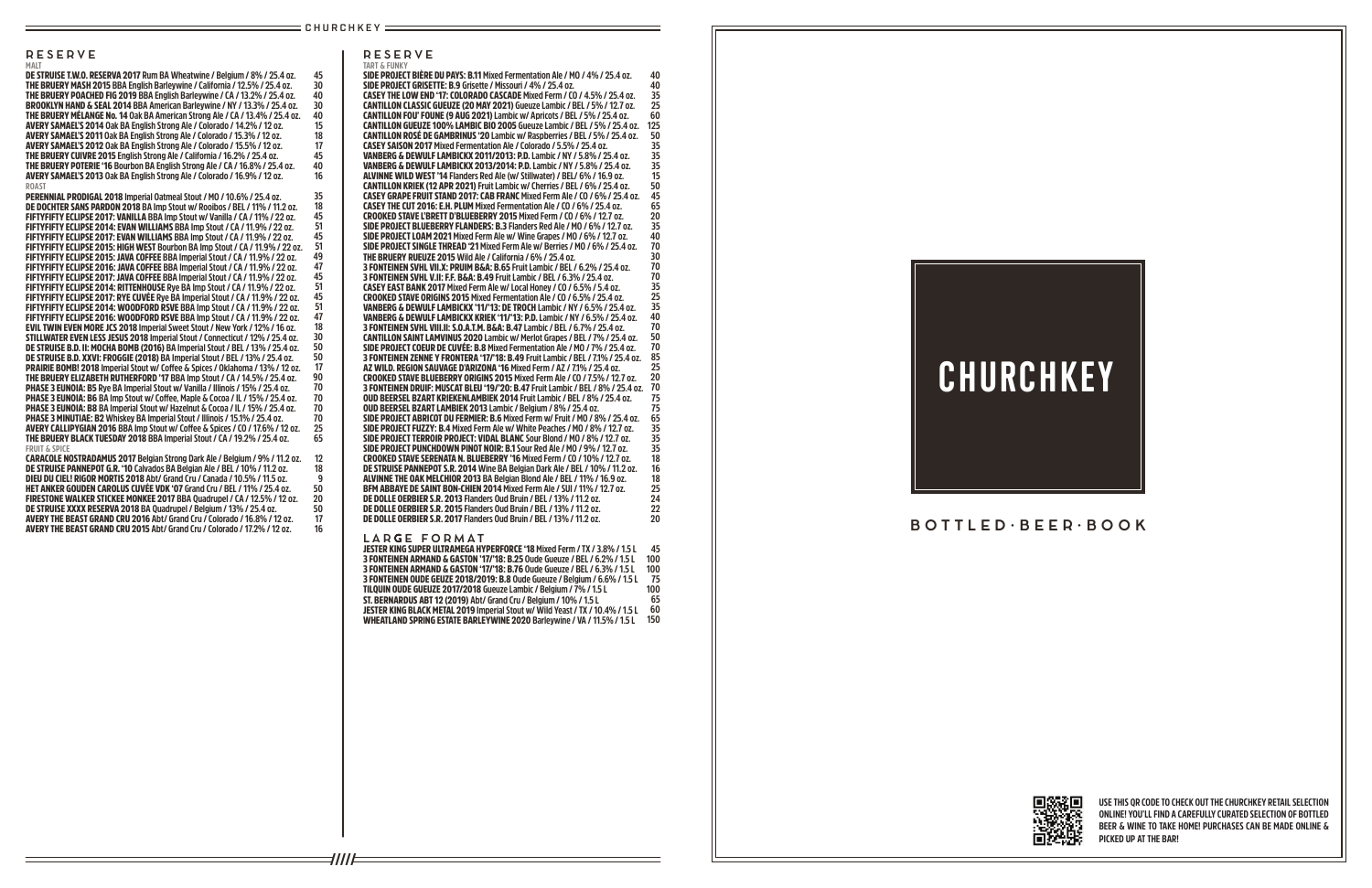## RESERVE

### MALT

| | |
|---|---|
| **DE STRUISE T.W.O. RESERVA 2017** Rum BA Wheatwine / Belgium / 8% / 25.4 oz. | 45 |
| **THE BRUERY MASH 2015** BBA English Barleywine / California / 12.5% / 25.4 oz. | 30 |
| **THE BRUERY POACHED FIG 2019** BBA English Barleywine / CA / 13.2% / 25.4 oz. | 40 |
| **BROOKLYN HAND & SEAL 2014** BBA American Barleywine / NY / 13.3% / 25.4 oz. | 30 |
| **THE BRUERY MÉLANGE No. 14** Oak BA American Strong Ale / CA / 13.4% / 25.4 oz. | 40 |
| **AVERY SAMAEL'S 2014** Oak BA English Strong Ale / Colorado / 14.2% / 12 oz. | 15 |
| **AVERY SAMAEL'S 2011** Oak BA English Strong Ale / Colorado / 15.3% / 12 oz. | 18 |
| **AVERY SAMAEL'S 2012** Oak BA English Strong Ale / Colorado / 15.5% / 12 oz. | 17 |
| **THE BRUERY CUIVRE 2015** English Strong Ale / California / 16.2% / 25.4 oz. | 45 |
| **THE BRUERY POTERIE '16** Bourbon BA English Strong Ale / CA / 16.8% / 25.4 oz. | 40 |
| **AVERY SAMAEL'S 2013** Oak BA English Strong Ale / Colorado / 16.9% / 12 oz. | 16 |

### ROAST

| | |
|---|---|
| **PERENNIAL PRODIGAL 2018** Imperial Oatmeal Stout / MO / 10.6% / 25.4 oz. | 35 |
| **DE DOCHTER SANS PARDON 2018** BA Imp Stout w/ Rooibos / BEL / 11% / 11.2 oz. | 18 |
| **FIFTYFIFTY ECLIPSE 2017: VANILLA** BBA Imp Stout w/ Vanilla / CA / 11% / 22 oz. | 45 |
| **FIFTYFIFTY ECLIPSE 2014: EVAN WILLIAMS** BBA Imp Stout / CA / 11.9% / 22 oz. | 51 |
| **FIFTYFIFTY ECLIPSE 2017: EVAN WILLIAMS** BBA Imp Stout / CA / 11.9% / 22 oz. | 45 |
| **FIFTYFIFTY ECLIPSE 2015: HIGH WEST** Bourbon BA Imp Stout / CA / 11.9% / 22 oz. | 51 |
| **FIFTYFIFTY ECLIPSE 2015: JAVA COFFEE** BBA Imperial Stout / CA / 11.9% / 22 oz. | 49 |
| **FIFTYFIFTY ECLIPSE 2016: JAVA COFFEE** BBA Imperial Stout / CA / 11.9% / 22 oz. | 47 |
| **FIFTYFIFTY ECLIPSE 2017: JAVA COFFEE** BBA Imperial Stout / CA / 11.9% / 22 oz. | 45 |
| **FIFTYFIFTY ECLIPSE 2014: RITTENHOUSE** Rye BA Imp Stout / CA / 11.9% / 22 oz. | 51 |
| **FIFTYFIFTY ECLIPSE 2017: RYE CUVÉE** Rye BA Imperial Stout / CA / 11.9% / 22 oz. | 45 |
| **FIFTYFIFTY ECLIPSE 2014: WOODFORD RSVE** BBA Imp Stout / CA / 11.9% / 22 oz. | 51 |
| **FIFTYFIFTY ECLIPSE 2016: WOODFORD RSVE** BBA Imp Stout / CA / 11.9% / 22 oz. | 47 |
| **EVIL TWIN EVEN MORE JCS 2018** Imperial Sweet Stout / New York / 12% / 16 oz. | 18 |
| **STILLWATER EVEN LESS JESUS 2018** Imperial Stout / Connecticut / 12% / 25.4 oz. | 30 |
| **DE STRUISE B.D. II: MOCHA BOMB (2016)** BA Imperial Stout / BEL / 13% / 25.4 oz. | 50 |
| **DE STRUISE B.D. XXVI: FROGGIE (2018)** BA Imperial Stout / BEL / 13% / 25.4 oz. | 50 |
| **PRAIRIE BOMB! 2018** Imperial Stout w/ Coffee & Spices / Oklahoma / 13% / 12 oz. | 17 |
| **THE BRUERY ELIZABETH RUTHERFORD '17** BBA Imp Stout / CA / 14.5% / 25.4 oz. | 90 |
| **PHASE 3 EUNOIA: B5** Rye BA Imperial Stout w/ Vanilla / Illinois / 15% / 25.4 oz. | 70 |
| **PHASE 3 EUNOIA: B6** BA Imp Stout w/ Coffee, Maple & Cocoa / IL / 15% / 25.4 oz. | 70 |
| **PHASE 3 EUNOIA: B8** BA Imperial Stout w/ Hazelnut & Cocoa / IL / 15% / 25.4 oz. | 70 |
| **PHASE 3 MINUTIAE: B2** Whiskey BA Imperial Stout / Illinois / 15.1% / 25.4 oz. | 70 |
| **AVERY CALLIPYGIAN 2016** BBA Imp Stout w/ Coffee & Spices / CO / 17.6% / 12 oz. | 25 |
| **THE BRUERY BLACK TUESDAY 2018** BBA Imperial Stout / CA / 19.2% / 25.4 oz. | 65 |

### FRUIT & SPICE

| | |
|---|---|
| **CARACOLE NOSTRADAMUS 2017** Belgian Strong Dark Ale / Belgium / 9% / 11.2 oz. | 12 |
| **DE STRUISE PANNEPOT G.R. '10** Calvados BA Belgian Ale / BEL / 10% / 11.2 oz. | 18 |
| **DIEU DU CIEL! RIGOR MORTIS 2018** Abt/ Grand Cru / Canada / 10.5% / 11.5 oz. | 9 |
| **HET ANKER GOUDEN CAROLUS CUVÉE VDK '07** Grand Cru / BEL / 11% / 25.4 oz. | 50 |
| **FIRESTONE WALKER STICKEE MONKEE 2017** BBA Quadrupel / CA / 12.5% / 12 oz. | 20 |
| **DE STRUISE XXXX RESERVA 2018** BA Quadrupel / Belgium / 13% / 25.4 oz. | 50 |
| **AVERY THE BEAST GRAND CRU 2016** Abt/ Grand Cru / Colorado / 16.8% / 12 oz. | 17 |
| **AVERY THE BEAST GRAND CRU 2015** Abt/ Grand Cru / Colorado / 17.2% / 12 oz. | 16 |

## RESERVE

### TART & FUNKY

| | |
|---|---|
| **SIDE PROJECT BIÈRE DU PAYS: B.11** Mixed Fermentation Ale / MO / 4% / 25.4 oz. | 40 |
| **SIDE PROJECT GRISETTE: B.9** Grisette / Missouri / 4% / 25.4 oz. | 40 |
| **CASEY THE LOW END '17: COLORADO CASCADE** Mixed Ferm / CO / 4.5% / 25.4 oz. | 35 |
| **CANTILLON CLASSIC GUEUZE (20 MAY 2021)** Gueuze Lambic / BEL / 5% / 12.7 oz. | 25 |
| **CANTILLON FOU' FOUNE (9 AUG 2021)** Lambic w/ Apricots / BEL / 5% / 25.4 oz. | 60 |
| **CANTILLON GUEUZE 100% LAMBIC BIO 2005** Gueuze Lambic / BEL / 5% / 25.4 oz. | 125 |
| **CANTILLON ROSÉ DE GAMBRINUS '20** Lambic w/ Raspberries / BEL / 5% / 25.4 oz. | 50 |
| **CASEY SAISON 2017** Mixed Fermentation Ale / Colorado / 5.5% / 25.4 oz. | 35 |
| **VANBERG & DEWULF LAMBICKX 2011/2013: P.D.** Lambic / NY / 5.8% / 25.4 oz. | 35 |
| **VANBERG & DEWULF LAMBICKX 2013/2014: P.D.** Lambic / NY / 5.8% / 25.4 oz. | 35 |
| **ALVINNE WILD WEST '14** Flanders Red Ale (w/ Stillwater) / BEL/ 6% / 16.9 oz. | 15 |
| **CANTILLON KRIEK (12 APR 2021)** Fruit Lambic w/ Cherries / BEL / 6% / 25.4 oz. | 50 |
| **CASEY GRAPE FRUIT STAND 2017: CAB FRANC** Mixed Ferm Ale / CO / 6% / 25.4 oz. | 45 |
| **CASEY THE CUT 2016: E.H. PLUM** Mixed Fermentation Ale / CO / 6% / 25.4 oz. | 65 |
| **CROOKED STAVE L'BRETT D'BLUEBERRY 2015** Mixed Ferm / CO / 6% / 12.7 oz. | 20 |
| **SIDE PROJECT BLUEBERRY FLANDERS: B.3** Flanders Red Ale / MO / 6% / 12.7 oz. | 35 |
| **SIDE PROJECT LOAM 2021** Mixed Ferm Ale w/ Wine Grapes / MO / 6% / 12.7 oz. | 40 |
| **SIDE PROJECT SINGLE THREAD '21** Mixed Ferm Ale w/ Berries / MO / 6% / 25.4 oz. | 70 |
| **THE BRUERY RUEUZE 2015** Wild Ale / California / 6% / 25.4 oz. | 30 |
| **3 FONTEINEN SVHL VII.X: PRUIM B&A: B.65** Fruit Lambic / BEL / 6.2% / 25.4 oz. | 70 |
| **3 FONTEINEN SVHL V.II: F.F. B&A: B.49** Fruit Lambic / BEL / 6.3% / 25.4 oz. | 70 |
| **CASEY EAST BANK 2017** Mixed Ferm Ale w/ Local Honey / CO / 6.5% / 5.4 oz. | 35 |
| **CROOKED STAVE ORIGINS 2015** Mixed Fermentation Ale / CO / 6.5% / 25.4 oz. | 25 |
| **VANBERG & DEWULF LAMBICKX '11/'13: DE TROCH** Lambic / NY / 6.5% / 25.4 oz. | 35 |
| **VANBERG & DEWULF LAMBICKX KRIEK '11/'13: P.D.** Lambic / NY / 6.5% / 25.4 oz. | 40 |
| **3 FONTEINEN SVHL VIII.II: S.O.A.T.M. B&A: B.47** Lambic / BEL / 6.7% / 25.4 oz. | 70 |
| **CANTILLON SAINT LAMVINUS 2020** Lambic w/ Merlot Grapes / BEL / 7% / 25.4 oz. | 50 |
| **SIDE PROJECT COEUR DE CUVÉE: B.8** Mixed Fermentation Ale / MO / 7% / 25.4 oz. | 70 |
| **3 FONTEINEN ZENNE Y FRONTERA '17/'18: B.49** Fruit Lambic / BEL / 7.1% / 25.4 oz. | 85 |
| **AZ WILD. REGION SAUVAGE D'ARIZONA '16** Mixed Ferm / AZ / 7.1% / 25.4 oz. | 25 |
| **CROOKED STAVE BLUEBERRY ORIGINS 2015** Mixed Ferm Ale / CO / 7.5% / 12.7 oz. | 20 |
| **3 FONTEINEN DRUIF: MUSCAT BLEU '19/'20: B.47** Fruit Lambic / BEL / 8% / 25.4 oz. | 70 |
| **OUD BEERSEL BZART KRIEKENLAMBIEK 2014** Fruit Lambic / BEL / 8% / 25.4 oz. | 75 |
| **OUD BEERSEL BZART LAMBIEK 2013** Lambic / Belgium / 8% / 25.4 oz. | 75 |
| **SIDE PROJECT ABRICOT DU FERMIER: B.6** Mixed Ferm w/ Fruit / MO / 8% / 25.4 oz. | 65 |
| **SIDE PROJECT FUZZY: B.4** Mixed Ferm Ale w/ White Peaches / MO / 8% / 12.7 oz. | 35 |
| **SIDE PROJECT TERROIR PROJECT: VIDAL BLANC** Sour Blond / MO / 8% / 12.7 oz. | 35 |
| **SIDE PROJECT PUNCHDOWN PINOT NOIR: B.1** Sour Red Ale / MO / 9% / 12.7 oz. | 35 |
| **CROOKED STAVE SERENATA N. BLUEBERRY '16** Mixed Ferm / CO / 10% / 12.7 oz. | 18 |
| **DE STRUISE PANNEPOT S.R. 2014** Wine BA Belgian Dark Ale / BEL / 10% / 11.2 oz. | 16 |
| **ALVINNE THE OAK MELCHIOR 2013** BA Belgian Blond Ale / BEL / 11% / 16.9 oz. | 18 |
| **BFM ABBAYE DE SAINT BON-CHIEN 2014** Mixed Ferm Ale / SUI / 11% / 12.7 oz. | 25 |
| **DE DOLLE OERBIER S.R. 2013** Flanders Oud Bruin / BEL / 13% / 11.2 oz. | 24 |
| **DE DOLLE OERBIER S.R. 2015** Flanders Oud Bruin / BEL / 13% / 11.2 oz. | 22 |
| **DE DOLLE OERBIER S.R. 2017** Flanders Oud Bruin / BEL / 13% / 11.2 oz. | 20 |

## LARGE FORMAT

| | |
|---|---|
| **JESTER KING SUPER ULTRAMEGA HYPERFORCE '18** Mixed Ferm / TX / 3.8% / 1.5 L | 45 |
| **3 FONTEINEN ARMAND & GASTON '17/'18: B.25** Oude Gueuze / BEL / 6.2% / 1.5 L | 100 |
| **3 FONTEINEN ARMAND & GASTON '17/'18: B.76** Oude Gueuze / BEL / 6.3% / 1.5 L | 100 |
| **3 FONTEINEN OUDE GEUZE 2018/2019: B.8** Oude Gueuze / Belgium / 6.6% / 1.5 L | 75 |
| **TILQUIN OUDE GUEUZE 2017/2018** Gueuze Lambic / Belgium / 7% / 1.5 L | 100 |
| **ST. BERNARDUS ABT 12 (2019)** Abt/ Grand Cru / Belgium / 10% / 1.5 L | 65 |
| **JESTER KING BLACK METAL 2019** Imperial Stout w/ Wild Yeast / TX / 10.4% / 1.5 L | 60 |
| **WHEATLAND SPRING ESTATE BARLEYWINE 2020** Barleywine / VA / 11.5% / 1.5 L | 150 |

# CHURCHKEY

## BOTTLED · BEER · BOOK

USE THIS QR CODE TO CHECK OUT THE CHURCHKEY RETAIL SELECTION ONLINE! YOU'LL FIND A CAREFULLY CURATED SELECTION OF BOTTLED BEER & WINE TO TAKE HOME! PURCHASES CAN BE MADE ONLINE & PICKED UP AT THE BAR!